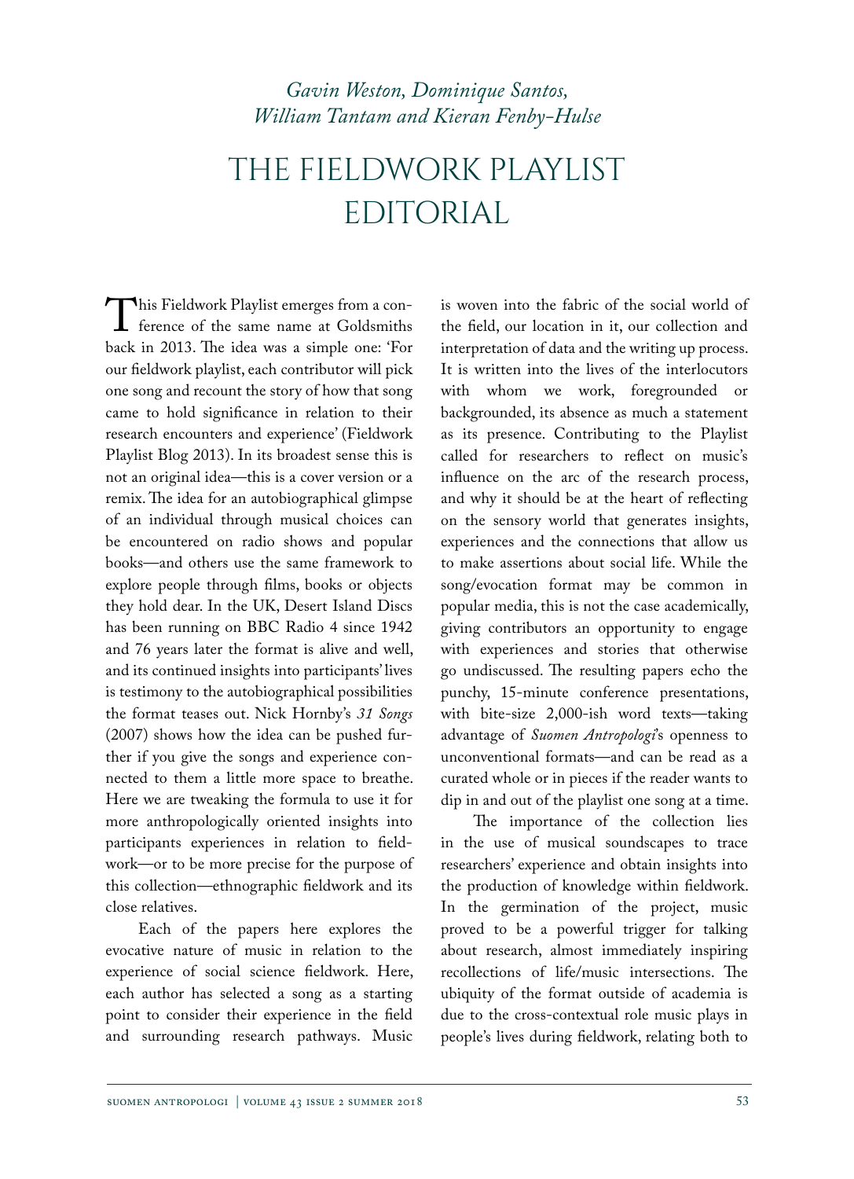*Gavin Weston, Dominique Santos, William Tantam and Kieran Fenby-Hulse*

# THE FIELDWORK PLAYLIST EDITORIAL

This Fieldwork Playlist emerges from a conference of the same name at Goldsmiths back in 2013. The idea was a simple one: 'For our fieldwork playlist, each contributor will pick one song and recount the story of how that song came to hold significance in relation to their research encounters and experience' (Fieldwork Playlist Blog 2013). In its broadest sense this is not an original idea—this is a cover version or a remix. The idea for an autobiographical glimpse of an individual through musical choices can be encountered on radio shows and popular books—and others use the same framework to explore people through films, books or objects they hold dear. In the UK, Desert Island Discs has been running on BBC Radio 4 since 1942 and 76 years later the format is alive and well, and its continued insights into participants' lives is testimony to the autobiographical possibilities the format teases out. Nick Hornby's *31 Songs* (2007) shows how the idea can be pushed further if you give the songs and experience connected to them a little more space to breathe. Here we are tweaking the formula to use it for more anthropologically oriented insights into participants experiences in relation to fieldwork—or to be more precise for the purpose of this collection—ethnographic fieldwork and its close relatives.

Each of the papers here explores the evocative nature of music in relation to the experience of social science fieldwork. Here, each author has selected a song as a starting point to consider their experience in the field and surrounding research pathways. Music is woven into the fabric of the social world of the field, our location in it, our collection and interpretation of data and the writing up process. It is written into the lives of the interlocutors with whom we work, foregrounded or backgrounded, its absence as much a statement as its presence. Contributing to the Playlist called for researchers to reflect on music's influence on the arc of the research process, and why it should be at the heart of reflecting on the sensory world that generates insights, experiences and the connections that allow us to make assertions about social life. While the song/evocation format may be common in popular media, this is not the case academically, giving contributors an opportunity to engage with experiences and stories that otherwise go undiscussed. The resulting papers echo the punchy, 15-minute conference presentations, with bite-size 2,000-ish word texts—taking advantage of *Suomen Antropologi*'s openness to unconventional formats—and can be read as a curated whole or in pieces if the reader wants to dip in and out of the playlist one song at a time.

The importance of the collection lies in the use of musical soundscapes to trace researchers' experience and obtain insights into the production of knowledge within fieldwork. In the germination of the project, music proved to be a powerful trigger for talking about research, almost immediately inspiring recollections of life/music intersections. The ubiquity of the format outside of academia is due to the cross-contextual role music plays in people's lives during fieldwork, relating both to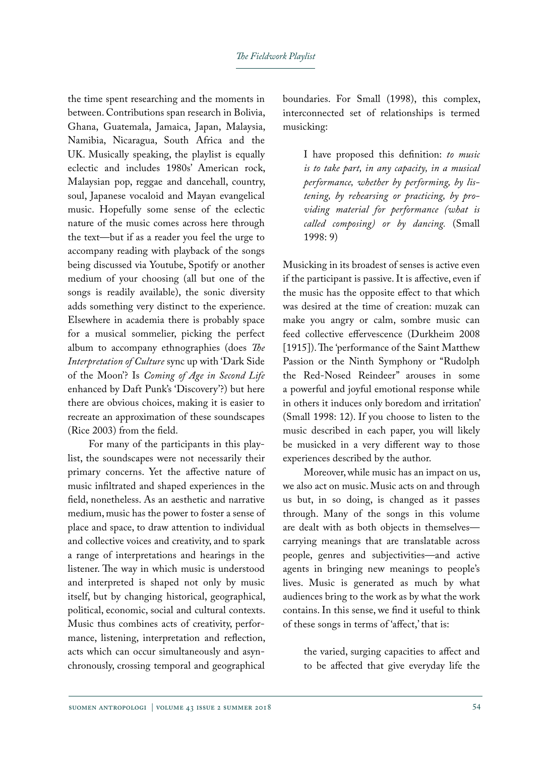the time spent researching and the moments in between. Contributions span research in Bolivia, Ghana, Guatemala, Jamaica, Japan, Malaysia, Namibia, Nicaragua, South Africa and the UK. Musically speaking, the playlist is equally eclectic and includes 1980s' American rock, Malaysian pop, reggae and dancehall, country, soul, Japanese vocaloid and Mayan evangelical music. Hopefully some sense of the eclectic nature of the music comes across here through the text—but if as a reader you feel the urge to accompany reading with playback of the songs being discussed via Youtube, Spotify or another medium of your choosing (all but one of the songs is readily available), the sonic diversity adds something very distinct to the experience. Elsewhere in academia there is probably space for a musical sommelier, picking the perfect album to accompany ethnographies (does *The Interpretation of Culture* sync up with 'Dark Side of the Moon'? Is *Coming of Age in Second Life* enhanced by Daft Punk's 'Discovery'?) but here there are obvious choices, making it is easier to recreate an approximation of these soundscapes (Rice 2003) from the field.

For many of the participants in this playlist, the soundscapes were not necessarily their primary concerns. Yet the affective nature of music infiltrated and shaped experiences in the field, nonetheless. As an aesthetic and narrative medium, music has the power to foster a sense of place and space, to draw attention to individual and collective voices and creativity, and to spark a range of interpretations and hearings in the listener. The way in which music is understood and interpreted is shaped not only by music itself, but by changing historical, geographical, political, economic, social and cultural contexts. Music thus combines acts of creativity, performance, listening, interpretation and reflection, acts which can occur simultaneously and asynchronously, crossing temporal and geographical boundaries. For Small (1998), this complex, interconnected set of relationships is termed musicking:

> I have proposed this definition: *to music is to take part, in any capacity, in a musical performance, whether by performing, by listening, by rehearsing or practicing, by providing material for performance (what is called composing) or by dancing.* (Small 1998: 9)

Musicking in its broadest of senses is active even if the participant is passive. It is affective, even if the music has the opposite effect to that which was desired at the time of creation: muzak can make you angry or calm, sombre music can feed collective effervescence (Durkheim 2008 [1915]). The 'performance of the Saint Matthew Passion or the Ninth Symphony or "Rudolph the Red-Nosed Reindeer" arouses in some a powerful and joyful emotional response while in others it induces only boredom and irritation' (Small 1998: 12). If you choose to listen to the music described in each paper, you will likely be musicked in a very different way to those experiences described by the author.

Moreover, while music has an impact on us, we also act on music. Music acts on and through us but, in so doing, is changed as it passes through. Many of the songs in this volume are dealt with as both objects in themselves—carrying meanings that are translatable across people, genres and subjectivities—and active agents in bringing new meanings to people's lives. Music is generated as much by what audiences bring to the work as by what the work contains. In this sense, we find it useful to think of these songs in terms of 'affect,' that is:

> the varied, surging capacities to affect and to be affected that give everyday life the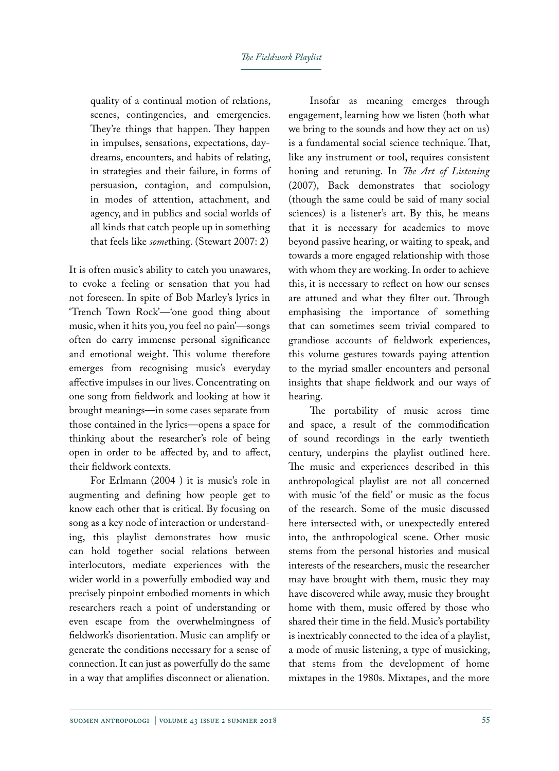> quality of a continual motion of relations, scenes, contingencies, and emergencies. They're things that happen. They happen in impulses, sensations, expectations, daydreams, encounters, and habits of relating, in strategies and their failure, in forms of persuasion, contagion, and compulsion, in modes of attention, attachment, and agency, and in publics and social worlds of all kinds that catch people up in something that feels like *some*thing. (Stewart 2007: 2)

It is often music's ability to catch you unawares, to evoke a feeling or sensation that you had not foreseen. In spite of Bob Marley's lyrics in 'Trench Town Rock'—'one good thing about music, when it hits you, you feel no pain'—songs often do carry immense personal significance and emotional weight. This volume therefore emerges from recognising music's everyday affective impulses in our lives. Concentrating on one song from fieldwork and looking at how it brought meanings—in some cases separate from those contained in the lyrics—opens a space for thinking about the researcher's role of being open in order to be affected by, and to affect, their fieldwork contexts.

For Erlmann (2004 ) it is music's role in augmenting and defining how people get to know each other that is critical. By focusing on song as a key node of interaction or understanding, this playlist demonstrates how music can hold together social relations between interlocutors, mediate experiences with the wider world in a powerfully embodied way and precisely pinpoint embodied moments in which researchers reach a point of understanding or even escape from the overwhelmingness of fieldwork's disorientation. Music can amplify or generate the conditions necessary for a sense of connection. It can just as powerfully do the same in a way that amplifies disconnect or alienation.

Insofar as meaning emerges through engagement, learning how we listen (both what we bring to the sounds and how they act on us) is a fundamental social science technique. That, like any instrument or tool, requires consistent honing and retuning. In *The Art of Listening* (2007), Back demonstrates that sociology (though the same could be said of many social sciences) is a listener's art. By this, he means that it is necessary for academics to move beyond passive hearing, or waiting to speak, and towards a more engaged relationship with those with whom they are working. In order to achieve this, it is necessary to reflect on how our senses are attuned and what they filter out. Through emphasising the importance of something that can sometimes seem trivial compared to grandiose accounts of fieldwork experiences, this volume gestures towards paying attention to the myriad smaller encounters and personal insights that shape fieldwork and our ways of hearing.

The portability of music across time and space, a result of the commodification of sound recordings in the early twentieth century, underpins the playlist outlined here. The music and experiences described in this anthropological playlist are not all concerned with music 'of the field' or music as the focus of the research. Some of the music discussed here intersected with, or unexpectedly entered into, the anthropological scene. Other music stems from the personal histories and musical interests of the researchers, music the researcher may have brought with them, music they may have discovered while away, music they brought home with them, music offered by those who shared their time in the field. Music's portability is inextricably connected to the idea of a playlist, a mode of music listening, a type of musicking, that stems from the development of home mixtapes in the 1980s. Mixtapes, and the more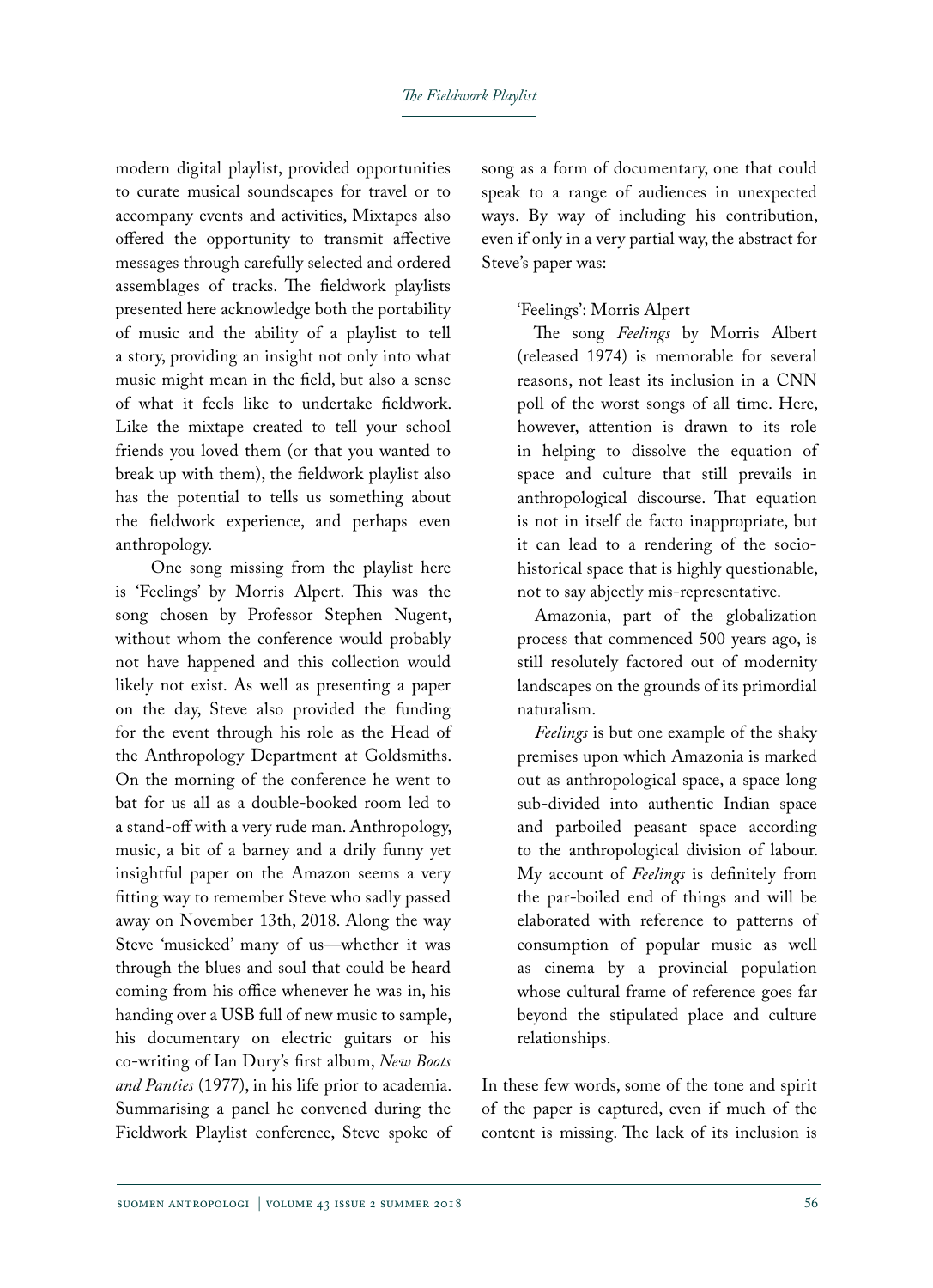modern digital playlist, provided opportunities to curate musical soundscapes for travel or to accompany events and activities, Mixtapes also offered the opportunity to transmit affective messages through carefully selected and ordered assemblages of tracks. The fieldwork playlists presented here acknowledge both the portability of music and the ability of a playlist to tell a story, providing an insight not only into what music might mean in the field, but also a sense of what it feels like to undertake fieldwork. Like the mixtape created to tell your school friends you loved them (or that you wanted to break up with them), the fieldwork playlist also has the potential to tells us something about the fieldwork experience, and perhaps even anthropology.

One song missing from the playlist here is 'Feelings' by Morris Alpert. This was the song chosen by Professor Stephen Nugent, without whom the conference would probably not have happened and this collection would likely not exist. As well as presenting a paper on the day, Steve also provided the funding for the event through his role as the Head of the Anthropology Department at Goldsmiths. On the morning of the conference he went to bat for us all as a double-booked room led to a stand-off with a very rude man. Anthropology, music, a bit of a barney and a drily funny yet insightful paper on the Amazon seems a very fitting way to remember Steve who sadly passed away on November 13th, 2018. Along the way Steve 'musicked' many of us—whether it was through the blues and soul that could be heard coming from his office whenever he was in, his handing over a USB full of new music to sample, his documentary on electric guitars or his co-writing of Ian Dury's first album, *New Boots and Panties* (1977), in his life prior to academia. Summarising a panel he convened during the Fieldwork Playlist conference, Steve spoke of song as a form of documentary, one that could speak to a range of audiences in unexpected ways. By way of including his contribution, even if only in a very partial way, the abstract for Steve's paper was:

> 'Feelings': Morris Alpert
>
> The song *Feelings* by Morris Albert (released 1974) is memorable for several reasons, not least its inclusion in a CNN poll of the worst songs of all time. Here, however, attention is drawn to its role in helping to dissolve the equation of space and culture that still prevails in anthropological discourse. That equation is not in itself de facto inappropriate, but it can lead to a rendering of the socio-historical space that is highly questionable, not to say abjectly mis-representative.
>
> Amazonia, part of the globalization process that commenced 500 years ago, is still resolutely factored out of modernity landscapes on the grounds of its primordial naturalism.
>
> *Feelings* is but one example of the shaky premises upon which Amazonia is marked out as anthropological space, a space long sub-divided into authentic Indian space and parboiled peasant space according to the anthropological division of labour. My account of *Feelings* is definitely from the par-boiled end of things and will be elaborated with reference to patterns of consumption of popular music as well as cinema by a provincial population whose cultural frame of reference goes far beyond the stipulated place and culture relationships.

In these few words, some of the tone and spirit of the paper is captured, even if much of the content is missing. The lack of its inclusion is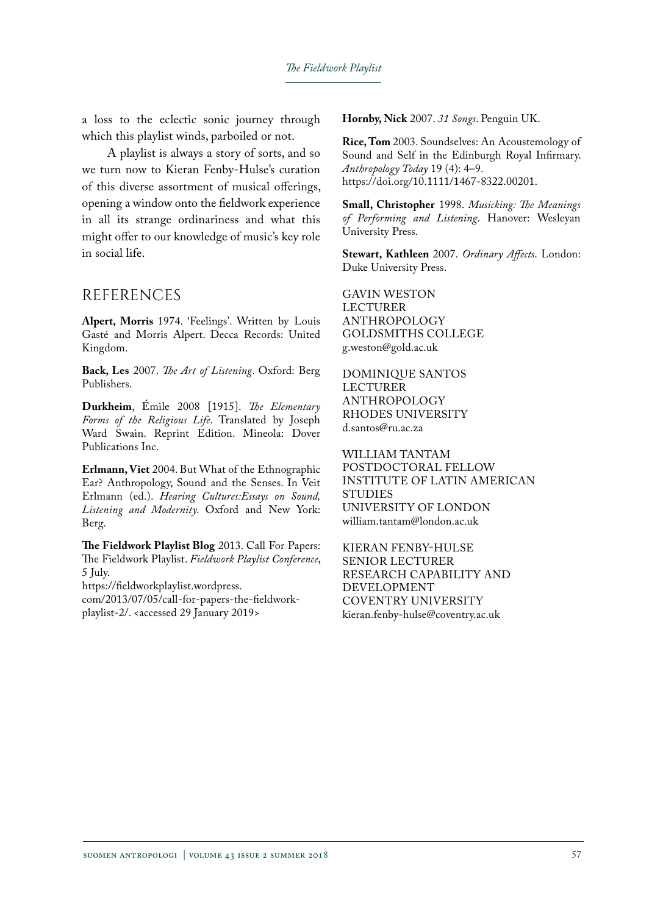a loss to the eclectic sonic journey through which this playlist winds, parboiled or not.

A playlist is always a story of sorts, and so we turn now to Kieran Fenby-Hulse's curation of this diverse assortment of musical offerings, opening a window onto the fieldwork experience in all its strange ordinariness and what this might offer to our knowledge of music's key role in social life.

## REFERENCES

**Alpert, Morris** 1974. 'Feelings'. Written by Louis Gasté and Morris Alpert. Decca Records: United Kingdom.

**Back, Les** 2007. *The Art of Listening*. Oxford: Berg Publishers.

**Durkheim**, Émile 2008 [1915]. *The Elementary Forms of the Religious Life*. Translated by Joseph Ward Swain. Reprint Edition. Mineola: Dover Publications Inc.

**Erlmann, Viet** 2004. But What of the Ethnographic Ear? Anthropology, Sound and the Senses. In Veit Erlmann (ed.). *Hearing Cultures:Essays on Sound, Listening and Modernity.* Oxford and New York: Berg.

**The Fieldwork Playlist Blog** 2013. Call For Papers: The Fieldwork Playlist. *Fieldwork Playlist Conference*, 5 July.
https://fieldworkplaylist.wordpress.com/2013/07/05/call-for-papers-the-fieldwork-playlist-2/. <accessed 29 January 2019>

**Hornby, Nick** 2007. *31 Songs*. Penguin UK.

**Rice, Tom** 2003. Soundselves: An Acoustemology of Sound and Self in the Edinburgh Royal Infirmary. *Anthropology Today* 19 (4): 4–9. https://doi.org/10.1111/1467-8322.00201.

**Small, Christopher** 1998. *Musicking: The Meanings of Performing and Listening*. Hanover: Wesleyan University Press.

**Stewart, Kathleen** 2007. *Ordinary Affects*. London: Duke University Press.

GAVIN WESTON
LECTURER
ANTHROPOLOGY
GOLDSMITHS COLLEGE
g.weston@gold.ac.uk

DOMINIQUE SANTOS
LECTURER
ANTHROPOLOGY
RHODES UNIVERSITY
d.santos@ru.ac.za

WILLIAM TANTAM
POSTDOCTORAL FELLOW
INSTITUTE OF LATIN AMERICAN STUDIES
UNIVERSITY OF LONDON
william.tantam@london.ac.uk

KIERAN FENBY-HULSE
SENIOR LECTURER
RESEARCH CAPABILITY AND DEVELOPMENT
COVENTRY UNIVERSITY
kieran.fenby-hulse@coventry.ac.uk